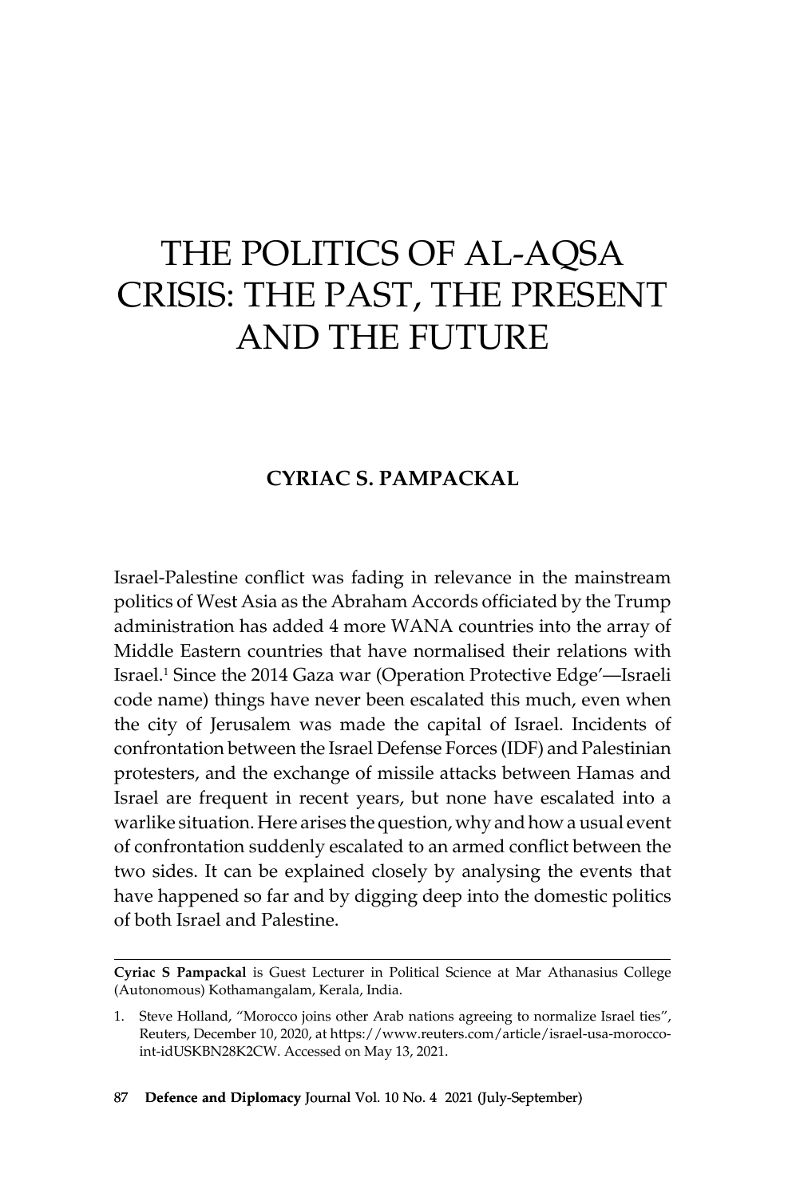# THE POLITICS OF AL-AQSA CRISIS: THE PAST, THE PRESENT AND THE FUTURE

**CYRIAC S. PAMPACKAL**

Israel-Palestine conflict was fading in relevance in the mainstream politics of West Asia as the Abraham Accords officiated by the Trump administration has added 4 more WANA countries into the array of Middle Eastern countries that have normalised their relations with Israel.[1] Since the 2014 Gaza war (Operation Protective Edge'—Israeli code name) things have never been escalated this much, even when the city of Jerusalem was made the capital of Israel. Incidents of confrontation between the Israel Defense Forces (IDF) and Palestinian protesters, and the exchange of missile attacks between Hamas and Israel are frequent in recent years, but none have escalated into a warlike situation. Here arises the question, why and how a usual event of confrontation suddenly escalated to an armed conflict between the two sides. It can be explained closely by analysing the events that have happened so far and by digging deep into the domestic politics of both Israel and Palestine.

---

**Cyriac S Pampackal** is Guest Lecturer in Political Science at Mar Athanasius College (Autonomous) Kothamangalam, Kerala, India.

1. Steve Holland, "Morocco joins other Arab nations agreeing to normalize Israel ties", Reuters, December 10, 2020, at https://www.reuters.com/article/israel-usa-morocco-int-idUSKBN28K2CW. Accessed on May 13, 2021.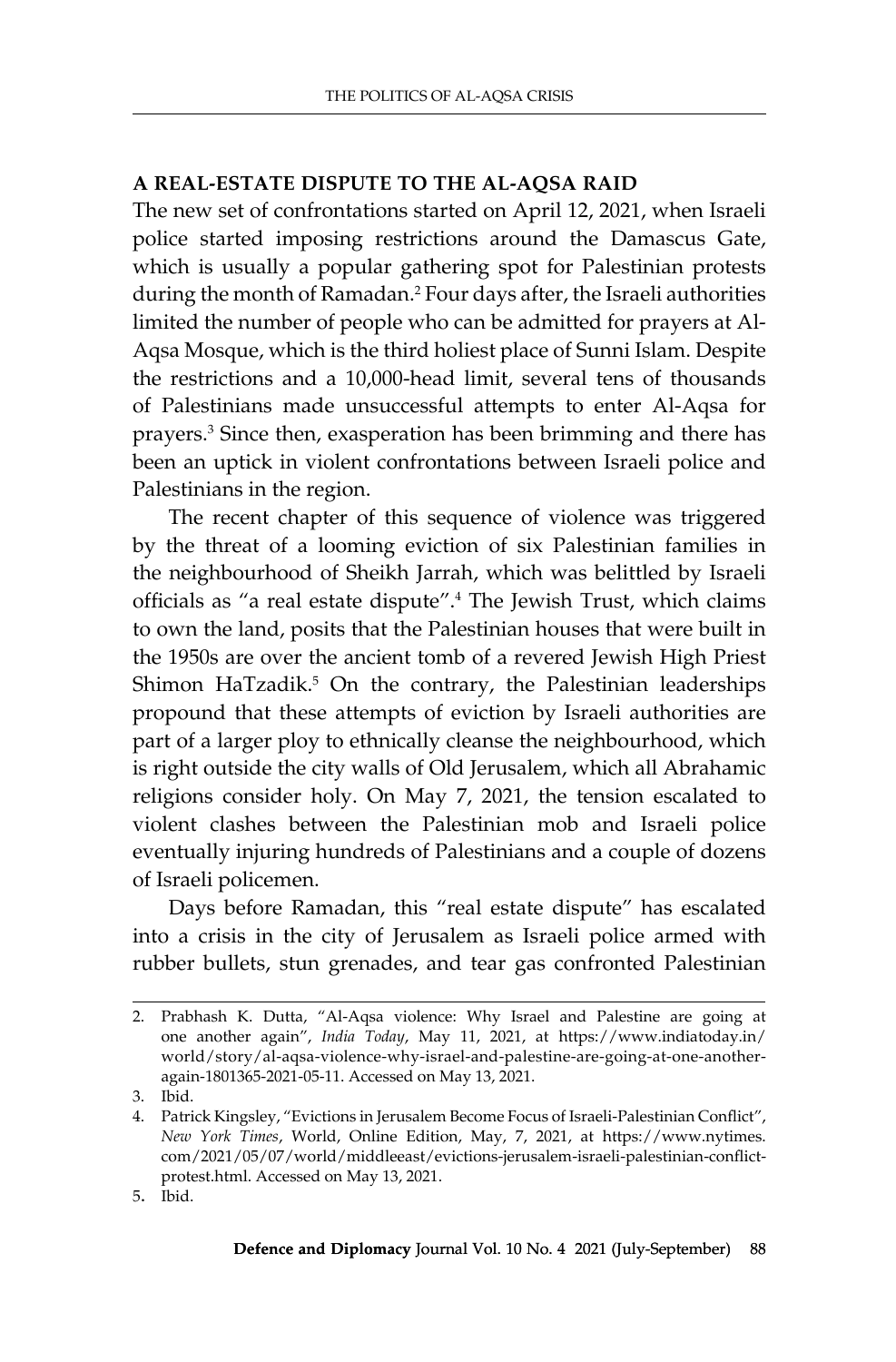## A REAL-ESTATE DISPUTE TO THE AL-AQSA RAID

The new set of confrontations started on April 12, 2021, when Israeli police started imposing restrictions around the Damascus Gate, which is usually a popular gathering spot for Palestinian protests during the month of Ramadan.[2] Four days after, the Israeli authorities limited the number of people who can be admitted for prayers at Al-Aqsa Mosque, which is the third holiest place of Sunni Islam. Despite the restrictions and a 10,000-head limit, several tens of thousands of Palestinians made unsuccessful attempts to enter Al-Aqsa for prayers.[3] Since then, exasperation has been brimming and there has been an uptick in violent confrontations between Israeli police and Palestinians in the region.

The recent chapter of this sequence of violence was triggered by the threat of a looming eviction of six Palestinian families in the neighbourhood of Sheikh Jarrah, which was belittled by Israeli officials as "a real estate dispute".[4] The Jewish Trust, which claims to own the land, posits that the Palestinian houses that were built in the 1950s are over the ancient tomb of a revered Jewish High Priest Shimon HaTzadik.[5] On the contrary, the Palestinian leaderships propound that these attempts of eviction by Israeli authorities are part of a larger ploy to ethnically cleanse the neighbourhood, which is right outside the city walls of Old Jerusalem, which all Abrahamic religions consider holy. On May 7, 2021, the tension escalated to violent clashes between the Palestinian mob and Israeli police eventually injuring hundreds of Palestinians and a couple of dozens of Israeli policemen.

Days before Ramadan, this "real estate dispute" has escalated into a crisis in the city of Jerusalem as Israeli police armed with rubber bullets, stun grenades, and tear gas confronted Palestinian

---

2. Prabhash K. Dutta, "Al-Aqsa violence: Why Israel and Palestine are going at one another again", *India Today*, May 11, 2021, at https://www.indiatoday.in/world/story/al-aqsa-violence-why-israel-and-palestine-are-going-at-one-another-again-1801365-2021-05-11. Accessed on May 13, 2021.
3. Ibid.
4. Patrick Kingsley, "Evictions in Jerusalem Become Focus of Israeli-Palestinian Conflict", *New York Times*, World, Online Edition, May, 7, 2021, at https://www.nytimes.com/2021/05/07/world/middleeast/evictions-jerusalem-israeli-palestinian-conflict-protest.html. Accessed on May 13, 2021.
5. Ibid.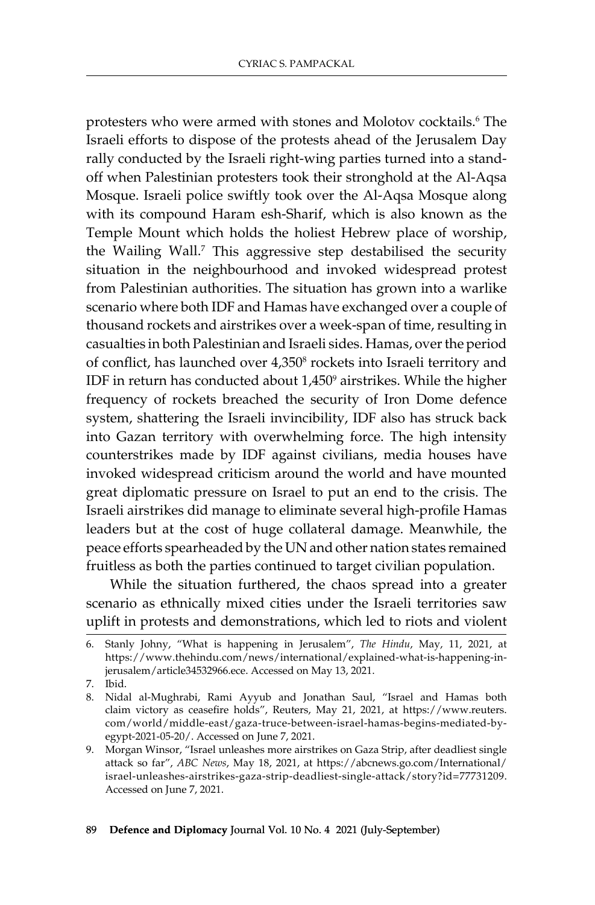protesters who were armed with stones and Molotov cocktails.[6] The Israeli efforts to dispose of the protests ahead of the Jerusalem Day rally conducted by the Israeli right-wing parties turned into a stand-off when Palestinian protesters took their stronghold at the Al-Aqsa Mosque. Israeli police swiftly took over the Al-Aqsa Mosque along with its compound Haram esh-Sharif, which is also known as the Temple Mount which holds the holiest Hebrew place of worship, the Wailing Wall.[7] This aggressive step destabilised the security situation in the neighbourhood and invoked widespread protest from Palestinian authorities. The situation has grown into a warlike scenario where both IDF and Hamas have exchanged over a couple of thousand rockets and airstrikes over a week-span of time, resulting in casualties in both Palestinian and Israeli sides. Hamas, over the period of conflict, has launched over 4,350[8] rockets into Israeli territory and IDF in return has conducted about 1,450[9] airstrikes. While the higher frequency of rockets breached the security of Iron Dome defence system, shattering the Israeli invincibility, IDF also has struck back into Gazan territory with overwhelming force. The high intensity counterstrikes made by IDF against civilians, media houses have invoked widespread criticism around the world and have mounted great diplomatic pressure on Israel to put an end to the crisis. The Israeli airstrikes did manage to eliminate several high-profile Hamas leaders but at the cost of huge collateral damage. Meanwhile, the peace efforts spearheaded by the UN and other nation states remained fruitless as both the parties continued to target civilian population.

While the situation furthered, the chaos spread into a greater scenario as ethnically mixed cities under the Israeli territories saw uplift in protests and demonstrations, which led to riots and violent

---

6. Stanly Johny, "What is happening in Jerusalem", *The Hindu*, May, 11, 2021, at https://www.thehindu.com/news/international/explained-what-is-happening-in-jerusalem/article34532966.ece. Accessed on May 13, 2021.
7. Ibid.
8. Nidal al-Mughrabi, Rami Ayyub and Jonathan Saul, "Israel and Hamas both claim victory as ceasefire holds", Reuters, May 21, 2021, at https://www.reuters.com/world/middle-east/gaza-truce-between-israel-hamas-begins-mediated-by-egypt-2021-05-20/. Accessed on June 7, 2021.
9. Morgan Winsor, "Israel unleashes more airstrikes on Gaza Strip, after deadliest single attack so far", *ABC News*, May 18, 2021, at https://abcnews.go.com/International/israel-unleashes-airstrikes-gaza-strip-deadliest-single-attack/story?id=77731209. Accessed on June 7, 2021.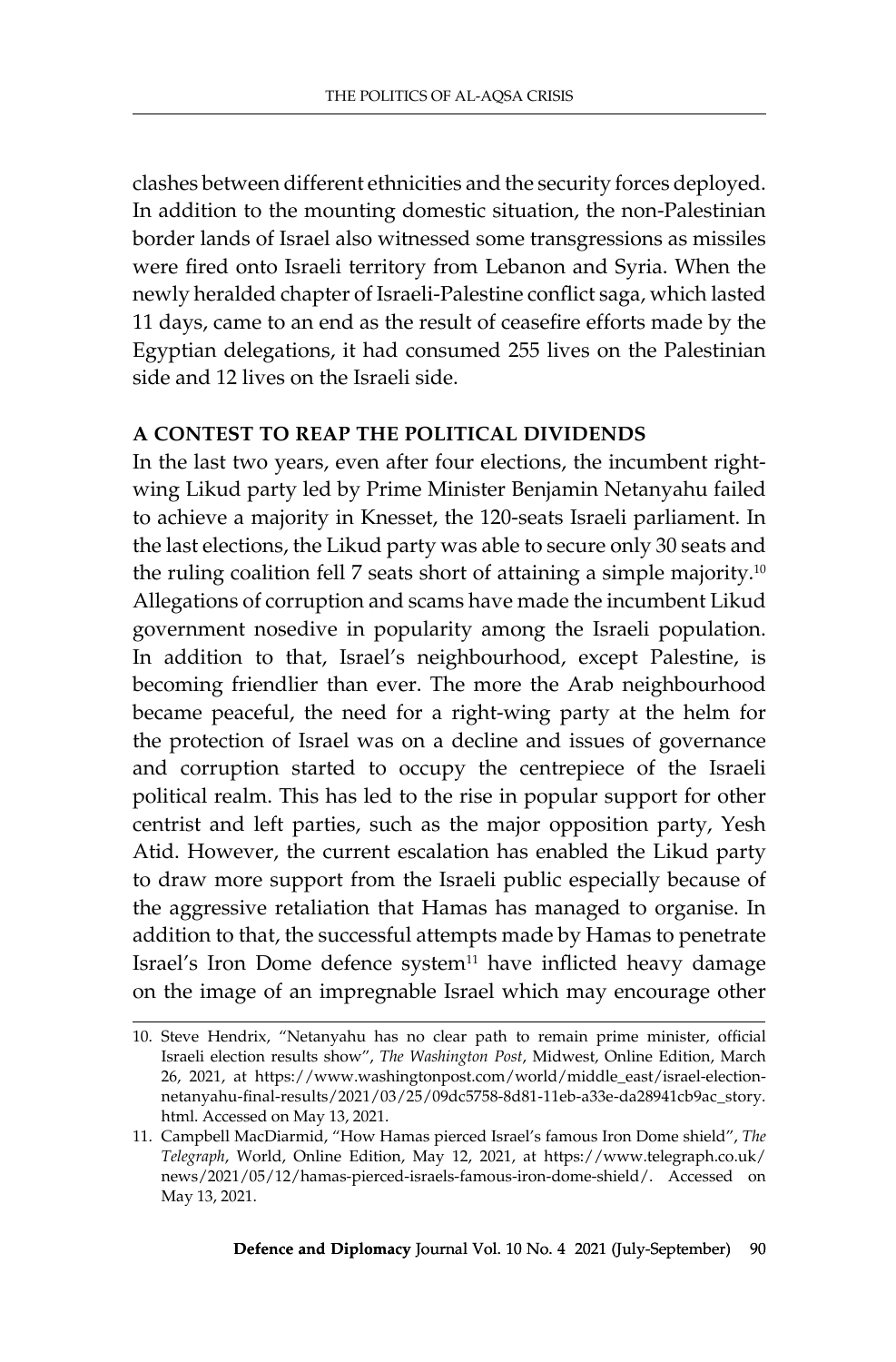clashes between different ethnicities and the security forces deployed. In addition to the mounting domestic situation, the non-Palestinian border lands of Israel also witnessed some transgressions as missiles were fired onto Israeli territory from Lebanon and Syria. When the newly heralded chapter of Israeli-Palestine conflict saga, which lasted 11 days, came to an end as the result of ceasefire efforts made by the Egyptian delegations, it had consumed 255 lives on the Palestinian side and 12 lives on the Israeli side.

## A CONTEST TO REAP THE POLITICAL DIVIDENDS

In the last two years, even after four elections, the incumbent right-wing Likud party led by Prime Minister Benjamin Netanyahu failed to achieve a majority in Knesset, the 120-seats Israeli parliament. In the last elections, the Likud party was able to secure only 30 seats and the ruling coalition fell 7 seats short of attaining a simple majority.[10] Allegations of corruption and scams have made the incumbent Likud government nosedive in popularity among the Israeli population. In addition to that, Israel's neighbourhood, except Palestine, is becoming friendlier than ever. The more the Arab neighbourhood became peaceful, the need for a right-wing party at the helm for the protection of Israel was on a decline and issues of governance and corruption started to occupy the centrepiece of the Israeli political realm. This has led to the rise in popular support for other centrist and left parties, such as the major opposition party, Yesh Atid. However, the current escalation has enabled the Likud party to draw more support from the Israeli public especially because of the aggressive retaliation that Hamas has managed to organise. In addition to that, the successful attempts made by Hamas to penetrate Israel's Iron Dome defence system[11] have inflicted heavy damage on the image of an impregnable Israel which may encourage other

---

10. Steve Hendrix, "Netanyahu has no clear path to remain prime minister, official Israeli election results show", *The Washington Post*, Midwest, Online Edition, March 26, 2021, at https://www.washingtonpost.com/world/middle_east/israel-election-netanyahu-final-results/2021/03/25/09dc5758-8d81-11eb-a33e-da28941cb9ac_story.html. Accessed on May 13, 2021.
11. Campbell MacDiarmid, "How Hamas pierced Israel's famous Iron Dome shield", *The Telegraph*, World, Online Edition, May 12, 2021, at https://www.telegraph.co.uk/news/2021/05/12/hamas-pierced-israels-famous-iron-dome-shield/. Accessed on May 13, 2021.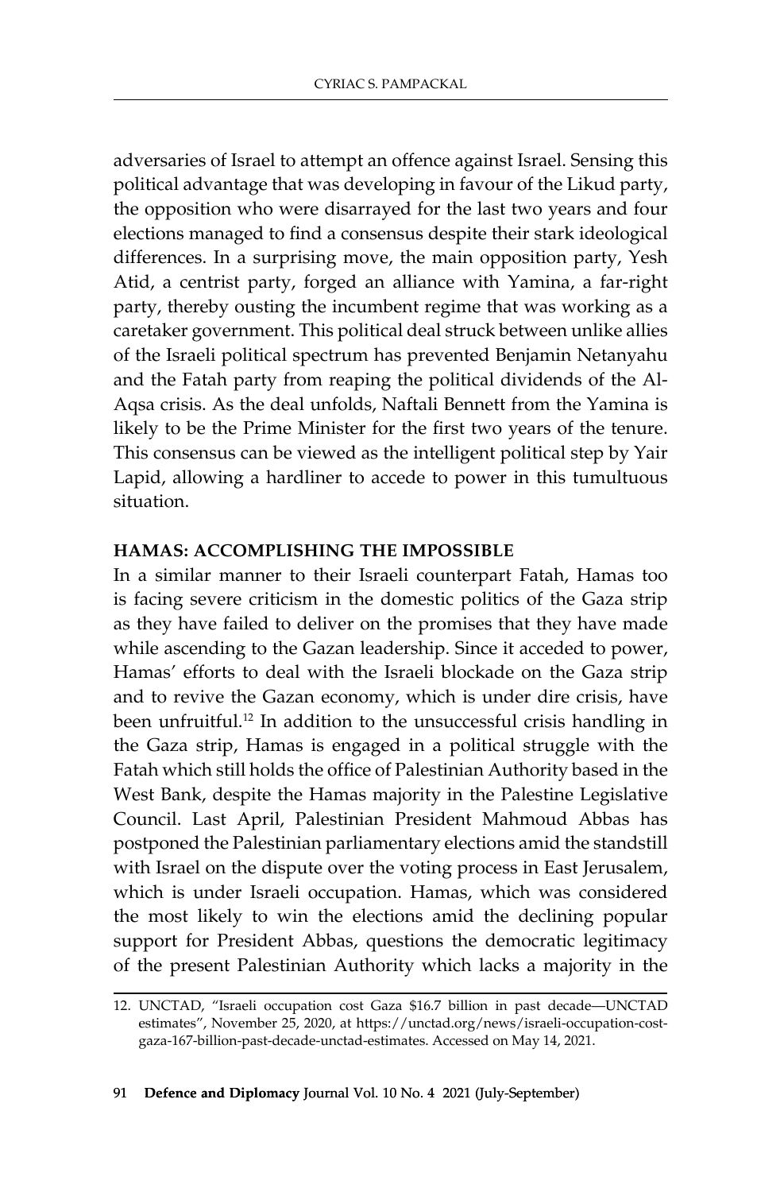adversaries of Israel to attempt an offence against Israel. Sensing this political advantage that was developing in favour of the Likud party, the opposition who were disarrayed for the last two years and four elections managed to find a consensus despite their stark ideological differences. In a surprising move, the main opposition party, Yesh Atid, a centrist party, forged an alliance with Yamina, a far-right party, thereby ousting the incumbent regime that was working as a caretaker government. This political deal struck between unlike allies of the Israeli political spectrum has prevented Benjamin Netanyahu and the Fatah party from reaping the political dividends of the Al-Aqsa crisis. As the deal unfolds, Naftali Bennett from the Yamina is likely to be the Prime Minister for the first two years of the tenure. This consensus can be viewed as the intelligent political step by Yair Lapid, allowing a hardliner to accede to power in this tumultuous situation.

## HAMAS: ACCOMPLISHING THE IMPOSSIBLE

In a similar manner to their Israeli counterpart Fatah, Hamas too is facing severe criticism in the domestic politics of the Gaza strip as they have failed to deliver on the promises that they have made while ascending to the Gazan leadership. Since it acceded to power, Hamas' efforts to deal with the Israeli blockade on the Gaza strip and to revive the Gazan economy, which is under dire crisis, have been unfruitful.[12] In addition to the unsuccessful crisis handling in the Gaza strip, Hamas is engaged in a political struggle with the Fatah which still holds the office of Palestinian Authority based in the West Bank, despite the Hamas majority in the Palestine Legislative Council. Last April, Palestinian President Mahmoud Abbas has postponed the Palestinian parliamentary elections amid the standstill with Israel on the dispute over the voting process in East Jerusalem, which is under Israeli occupation. Hamas, which was considered the most likely to win the elections amid the declining popular support for President Abbas, questions the democratic legitimacy of the present Palestinian Authority which lacks a majority in the

---

12. UNCTAD, "Israeli occupation cost Gaza $16.7 billion in past decade—UNCTAD estimates", November 25, 2020, at https://unctad.org/news/israeli-occupation-cost-gaza-167-billion-past-decade-unctad-estimates. Accessed on May 14, 2021.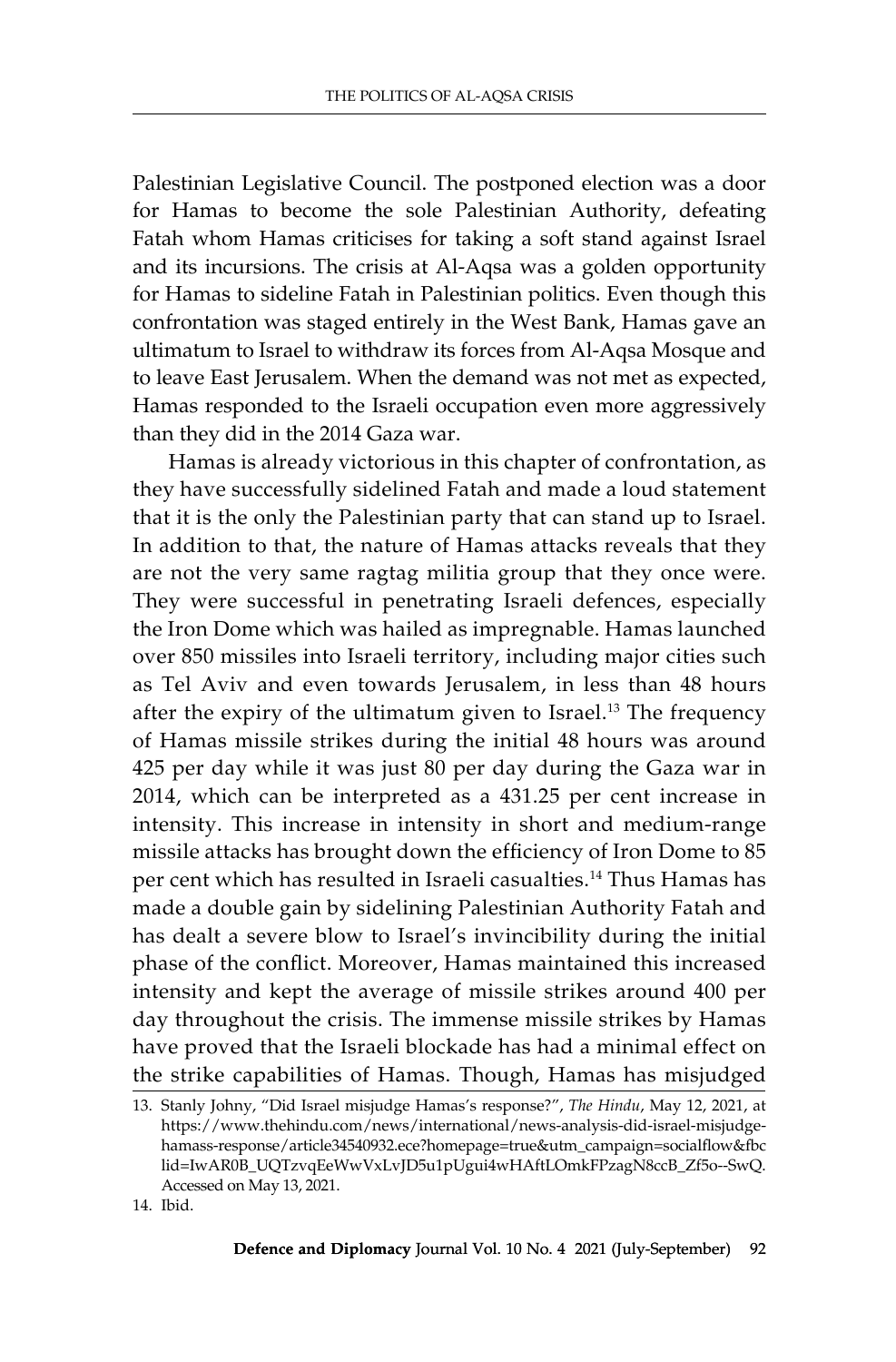Palestinian Legislative Council. The postponed election was a door for Hamas to become the sole Palestinian Authority, defeating Fatah whom Hamas criticises for taking a soft stand against Israel and its incursions. The crisis at Al-Aqsa was a golden opportunity for Hamas to sideline Fatah in Palestinian politics. Even though this confrontation was staged entirely in the West Bank, Hamas gave an ultimatum to Israel to withdraw its forces from Al-Aqsa Mosque and to leave East Jerusalem. When the demand was not met as expected, Hamas responded to the Israeli occupation even more aggressively than they did in the 2014 Gaza war.

Hamas is already victorious in this chapter of confrontation, as they have successfully sidelined Fatah and made a loud statement that it is the only the Palestinian party that can stand up to Israel. In addition to that, the nature of Hamas attacks reveals that they are not the very same ragtag militia group that they once were. They were successful in penetrating Israeli defences, especially the Iron Dome which was hailed as impregnable. Hamas launched over 850 missiles into Israeli territory, including major cities such as Tel Aviv and even towards Jerusalem, in less than 48 hours after the expiry of the ultimatum given to Israel.[13] The frequency of Hamas missile strikes during the initial 48 hours was around 425 per day while it was just 80 per day during the Gaza war in 2014, which can be interpreted as a 431.25 per cent increase in intensity. This increase in intensity in short and medium-range missile attacks has brought down the efficiency of Iron Dome to 85 per cent which has resulted in Israeli casualties.[14] Thus Hamas has made a double gain by sidelining Palestinian Authority Fatah and has dealt a severe blow to Israel's invincibility during the initial phase of the conflict. Moreover, Hamas maintained this increased intensity and kept the average of missile strikes around 400 per day throughout the crisis. The immense missile strikes by Hamas have proved that the Israeli blockade has had a minimal effect on the strike capabilities of Hamas. Though, Hamas has misjudged

---

13. Stanly Johny, "Did Israel misjudge Hamas's response?", *The Hindu*, May 12, 2021, at https://www.thehindu.com/news/international/news-analysis-did-israel-misjudge-hamass-response/article34540932.ece?homepage=true&utm_campaign=socialflow&fbclid=IwAR0B_UQTzvqEeWwVxLvJD5u1pUgui4wHAftLOmkFPzagN8ccB_Zf5o--SwQ. Accessed on May 13, 2021.
14. Ibid.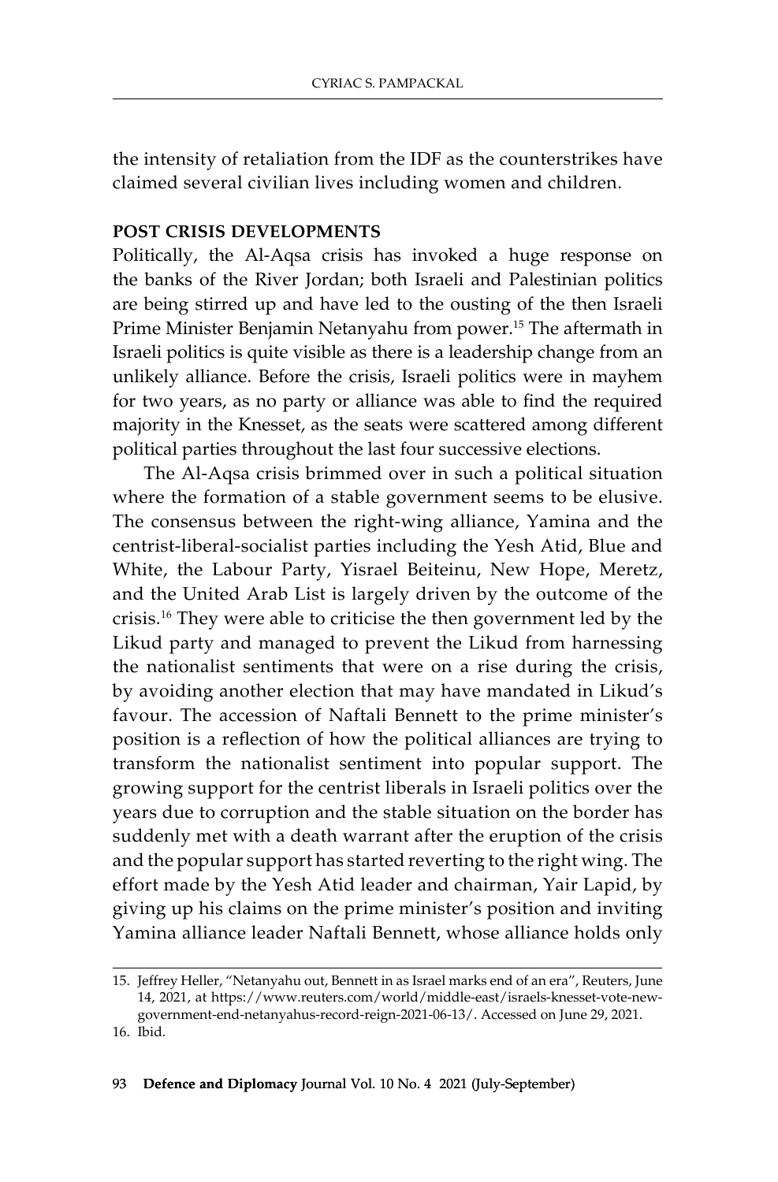the intensity of retaliation from the IDF as the counterstrikes have claimed several civilian lives including women and children.

**POST CRISIS DEVELOPMENTS**

Politically, the Al-Aqsa crisis has invoked a huge response on the banks of the River Jordan; both Israeli and Palestinian politics are being stirred up and have led to the ousting of the then Israeli Prime Minister Benjamin Netanyahu from power.[15] The aftermath in Israeli politics is quite visible as there is a leadership change from an unlikely alliance. Before the crisis, Israeli politics were in mayhem for two years, as no party or alliance was able to find the required majority in the Knesset, as the seats were scattered among different political parties throughout the last four successive elections.

The Al-Aqsa crisis brimmed over in such a political situation where the formation of a stable government seems to be elusive. The consensus between the right-wing alliance, Yamina and the centrist-liberal-socialist parties including the Yesh Atid, Blue and White, the Labour Party, Yisrael Beiteinu, New Hope, Meretz, and the United Arab List is largely driven by the outcome of the crisis.[16] They were able to criticise the then government led by the Likud party and managed to prevent the Likud from harnessing the nationalist sentiments that were on a rise during the crisis, by avoiding another election that may have mandated in Likud's favour. The accession of Naftali Bennett to the prime minister's position is a reflection of how the political alliances are trying to transform the nationalist sentiment into popular support. The growing support for the centrist liberals in Israeli politics over the years due to corruption and the stable situation on the border has suddenly met with a death warrant after the eruption of the crisis and the popular support has started reverting to the right wing. The effort made by the Yesh Atid leader and chairman, Yair Lapid, by giving up his claims on the prime minister's position and inviting Yamina alliance leader Naftali Bennett, whose alliance holds only

15. Jeffrey Heller, "Netanyahu out, Bennett in as Israel marks end of an era", Reuters, June 14, 2021, at https://www.reuters.com/world/middle-east/israels-knesset-vote-new-government-end-netanyahus-record-reign-2021-06-13/. Accessed on June 29, 2021.
16. Ibid.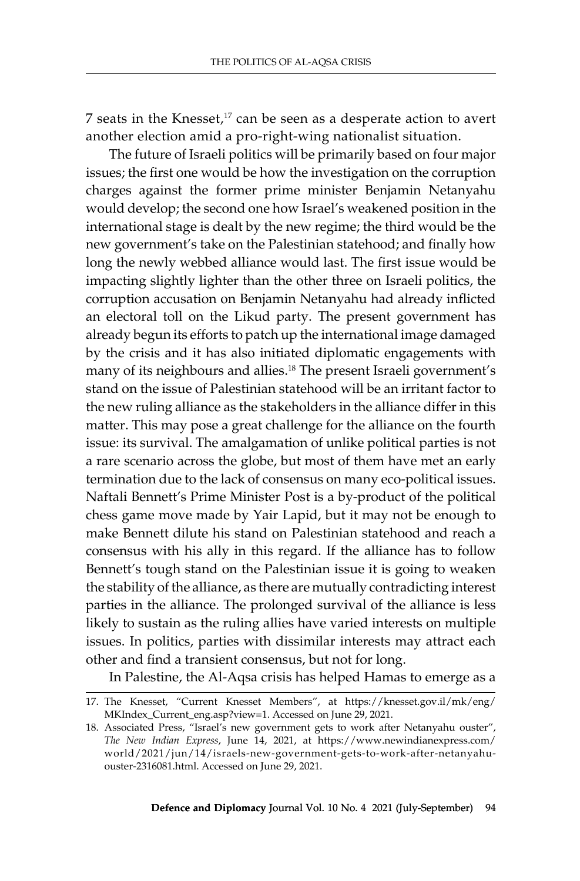7 seats in the Knesset,[17] can be seen as a desperate action to avert another election amid a pro-right-wing nationalist situation.

The future of Israeli politics will be primarily based on four major issues; the first one would be how the investigation on the corruption charges against the former prime minister Benjamin Netanyahu would develop; the second one how Israel's weakened position in the international stage is dealt by the new regime; the third would be the new government's take on the Palestinian statehood; and finally how long the newly webbed alliance would last. The first issue would be impacting slightly lighter than the other three on Israeli politics, the corruption accusation on Benjamin Netanyahu had already inflicted an electoral toll on the Likud party. The present government has already begun its efforts to patch up the international image damaged by the crisis and it has also initiated diplomatic engagements with many of its neighbours and allies.[18] The present Israeli government's stand on the issue of Palestinian statehood will be an irritant factor to the new ruling alliance as the stakeholders in the alliance differ in this matter. This may pose a great challenge for the alliance on the fourth issue: its survival. The amalgamation of unlike political parties is not a rare scenario across the globe, but most of them have met an early termination due to the lack of consensus on many eco-political issues. Naftali Bennett's Prime Minister Post is a by-product of the political chess game move made by Yair Lapid, but it may not be enough to make Bennett dilute his stand on Palestinian statehood and reach a consensus with his ally in this regard. If the alliance has to follow Bennett's tough stand on the Palestinian issue it is going to weaken the stability of the alliance, as there are mutually contradicting interest parties in the alliance. The prolonged survival of the alliance is less likely to sustain as the ruling allies have varied interests on multiple issues. In politics, parties with dissimilar interests may attract each other and find a transient consensus, but not for long.

In Palestine, the Al-Aqsa crisis has helped Hamas to emerge as a

---

17. The Knesset, "Current Knesset Members", at https://knesset.gov.il/mk/eng/MKIndex_Current_eng.asp?view=1. Accessed on June 29, 2021.

18. Associated Press, "Israel's new government gets to work after Netanyahu ouster", *The New Indian Express*, June 14, 2021, at https://www.newindianexpress.com/world/2021/jun/14/israels-new-government-gets-to-work-after-netanyahu-ouster-2316081.html. Accessed on June 29, 2021.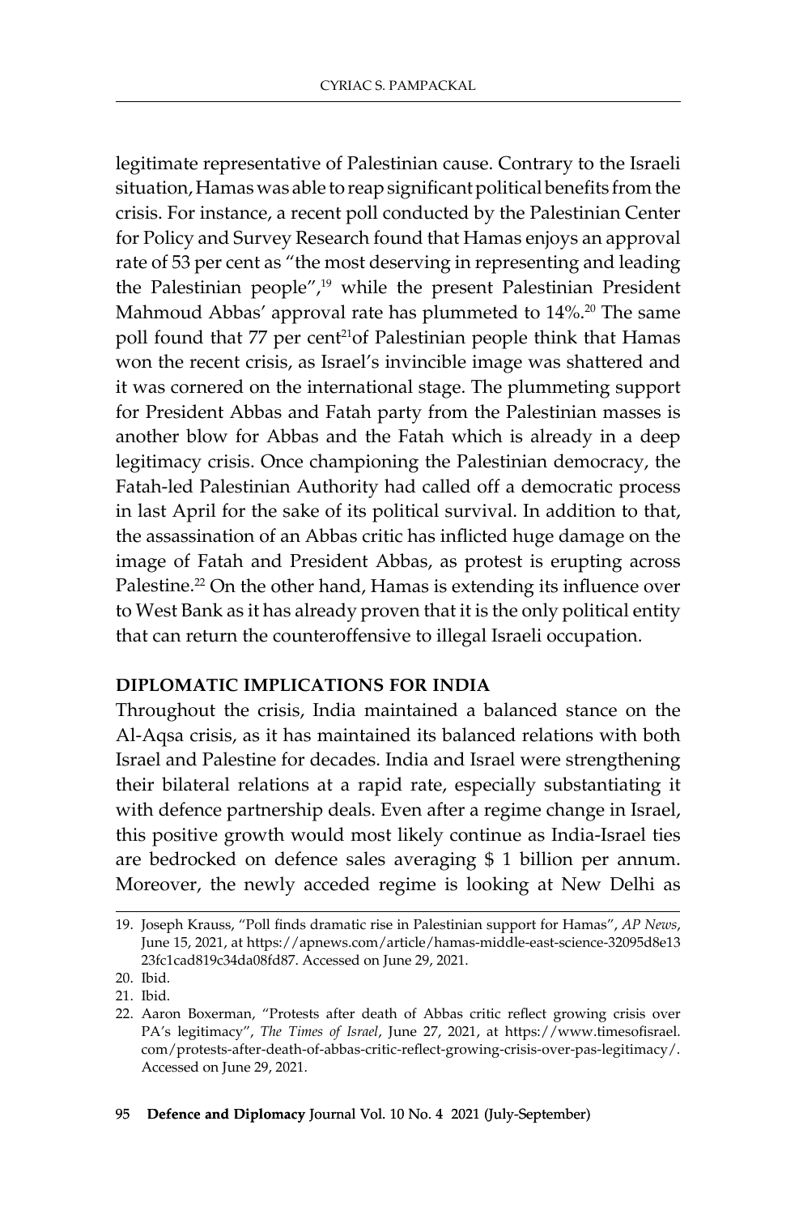legitimate representative of Palestinian cause. Contrary to the Israeli situation, Hamas was able to reap significant political benefits from the crisis. For instance, a recent poll conducted by the Palestinian Center for Policy and Survey Research found that Hamas enjoys an approval rate of 53 per cent as "the most deserving in representing and leading the Palestinian people",[19] while the present Palestinian President Mahmoud Abbas' approval rate has plummeted to 14%.[20] The same poll found that 77 per cent[21]of Palestinian people think that Hamas won the recent crisis, as Israel's invincible image was shattered and it was cornered on the international stage. The plummeting support for President Abbas and Fatah party from the Palestinian masses is another blow for Abbas and the Fatah which is already in a deep legitimacy crisis. Once championing the Palestinian democracy, the Fatah-led Palestinian Authority had called off a democratic process in last April for the sake of its political survival. In addition to that, the assassination of an Abbas critic has inflicted huge damage on the image of Fatah and President Abbas, as protest is erupting across Palestine.[22] On the other hand, Hamas is extending its influence over to West Bank as it has already proven that it is the only political entity that can return the counteroffensive to illegal Israeli occupation.

## DIPLOMATIC IMPLICATIONS FOR INDIA

Throughout the crisis, India maintained a balanced stance on the Al-Aqsa crisis, as it has maintained its balanced relations with both Israel and Palestine for decades. India and Israel were strengthening their bilateral relations at a rapid rate, especially substantiating it with defence partnership deals. Even after a regime change in Israel, this positive growth would most likely continue as India-Israel ties are bedrocked on defence sales averaging $ 1 billion per annum. Moreover, the newly acceded regime is looking at New Delhi as

---

19. Joseph Krauss, "Poll finds dramatic rise in Palestinian support for Hamas", *AP News*, June 15, 2021, at https://apnews.com/article/hamas-middle-east-science-32095d8e1323fc1cad819c34da08fd87. Accessed on June 29, 2021.
20. Ibid.
21. Ibid.
22. Aaron Boxerman, "Protests after death of Abbas critic reflect growing crisis over PA's legitimacy", *The Times of Israel*, June 27, 2021, at https://www.timesofisrael.com/protests-after-death-of-abbas-critic-reflect-growing-crisis-over-pas-legitimacy/. Accessed on June 29, 2021.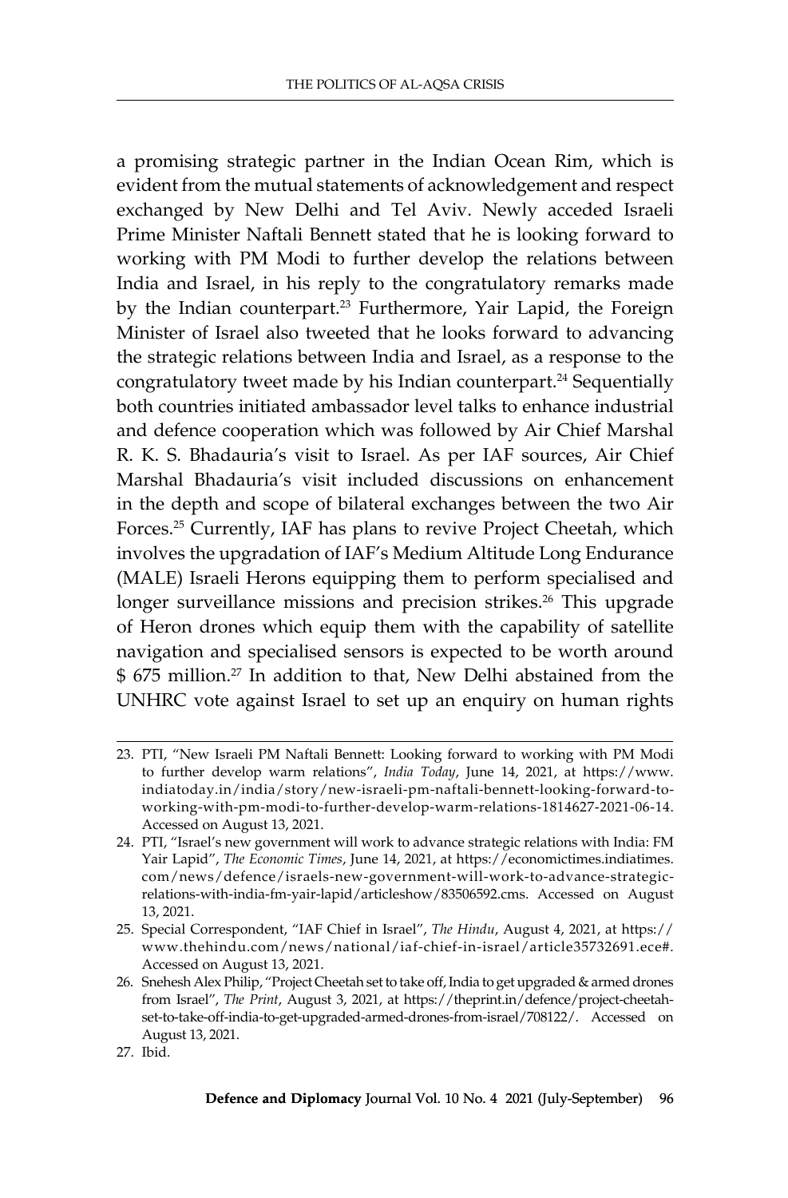a promising strategic partner in the Indian Ocean Rim, which is evident from the mutual statements of acknowledgement and respect exchanged by New Delhi and Tel Aviv. Newly acceded Israeli Prime Minister Naftali Bennett stated that he is looking forward to working with PM Modi to further develop the relations between India and Israel, in his reply to the congratulatory remarks made by the Indian counterpart.[23] Furthermore, Yair Lapid, the Foreign Minister of Israel also tweeted that he looks forward to advancing the strategic relations between India and Israel, as a response to the congratulatory tweet made by his Indian counterpart.[24] Sequentially both countries initiated ambassador level talks to enhance industrial and defence cooperation which was followed by Air Chief Marshal R. K. S. Bhadauria's visit to Israel. As per IAF sources, Air Chief Marshal Bhadauria's visit included discussions on enhancement in the depth and scope of bilateral exchanges between the two Air Forces.[25] Currently, IAF has plans to revive Project Cheetah, which involves the upgradation of IAF's Medium Altitude Long Endurance (MALE) Israeli Herons equipping them to perform specialised and longer surveillance missions and precision strikes.[26] This upgrade of Heron drones which equip them with the capability of satellite navigation and specialised sensors is expected to be worth around $ 675 million.[27] In addition to that, New Delhi abstained from the UNHRC vote against Israel to set up an enquiry on human rights

---

23. PTI, "New Israeli PM Naftali Bennett: Looking forward to working with PM Modi to further develop warm relations", *India Today*, June 14, 2021, at https://www.indiatoday.in/india/story/new-israeli-pm-naftali-bennett-looking-forward-to-working-with-pm-modi-to-further-develop-warm-relations-1814627-2021-06-14. Accessed on August 13, 2021.
24. PTI, "Israel's new government will work to advance strategic relations with India: FM Yair Lapid", *The Economic Times*, June 14, 2021, at https://economictimes.indiatimes.com/news/defence/israels-new-government-will-work-to-advance-strategic-relations-with-india-fm-yair-lapid/articleshow/83506592.cms. Accessed on August 13, 2021.
25. Special Correspondent, "IAF Chief in Israel", *The Hindu*, August 4, 2021, at https://www.thehindu.com/news/national/iaf-chief-in-israel/article35732691.ece#. Accessed on August 13, 2021.
26. Snehesh Alex Philip, "Project Cheetah set to take off, India to get upgraded & armed drones from Israel", *The Print*, August 3, 2021, at https://theprint.in/defence/project-cheetah-set-to-take-off-india-to-get-upgraded-armed-drones-from-israel/708122/. Accessed on August 13, 2021.
27. Ibid.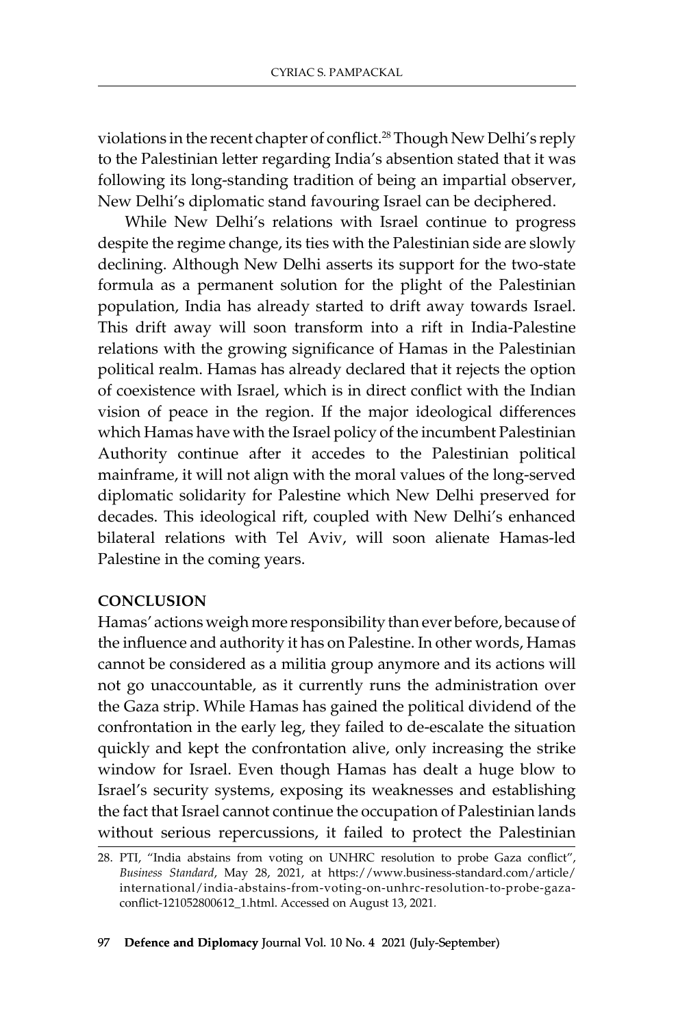violations in the recent chapter of conflict.[28] Though New Delhi's reply to the Palestinian letter regarding India's absention stated that it was following its long-standing tradition of being an impartial observer, New Delhi's diplomatic stand favouring Israel can be deciphered.

While New Delhi's relations with Israel continue to progress despite the regime change, its ties with the Palestinian side are slowly declining. Although New Delhi asserts its support for the two-state formula as a permanent solution for the plight of the Palestinian population, India has already started to drift away towards Israel. This drift away will soon transform into a rift in India-Palestine relations with the growing significance of Hamas in the Palestinian political realm. Hamas has already declared that it rejects the option of coexistence with Israel, which is in direct conflict with the Indian vision of peace in the region. If the major ideological differences which Hamas have with the Israel policy of the incumbent Palestinian Authority continue after it accedes to the Palestinian political mainframe, it will not align with the moral values of the long-served diplomatic solidarity for Palestine which New Delhi preserved for decades. This ideological rift, coupled with New Delhi's enhanced bilateral relations with Tel Aviv, will soon alienate Hamas-led Palestine in the coming years.

**CONCLUSION**

Hamas' actions weigh more responsibility than ever before, because of the influence and authority it has on Palestine. In other words, Hamas cannot be considered as a militia group anymore and its actions will not go unaccountable, as it currently runs the administration over the Gaza strip. While Hamas has gained the political dividend of the confrontation in the early leg, they failed to de-escalate the situation quickly and kept the confrontation alive, only increasing the strike window for Israel. Even though Hamas has dealt a huge blow to Israel's security systems, exposing its weaknesses and establishing the fact that Israel cannot continue the occupation of Palestinian lands without serious repercussions, it failed to protect the Palestinian

28. PTI, "India abstains from voting on UNHRC resolution to probe Gaza conflict", *Business Standard*, May 28, 2021, at https://www.business-standard.com/article/international/india-abstains-from-voting-on-unhrc-resolution-to-probe-gaza-conflict-121052800612_1.html. Accessed on August 13, 2021.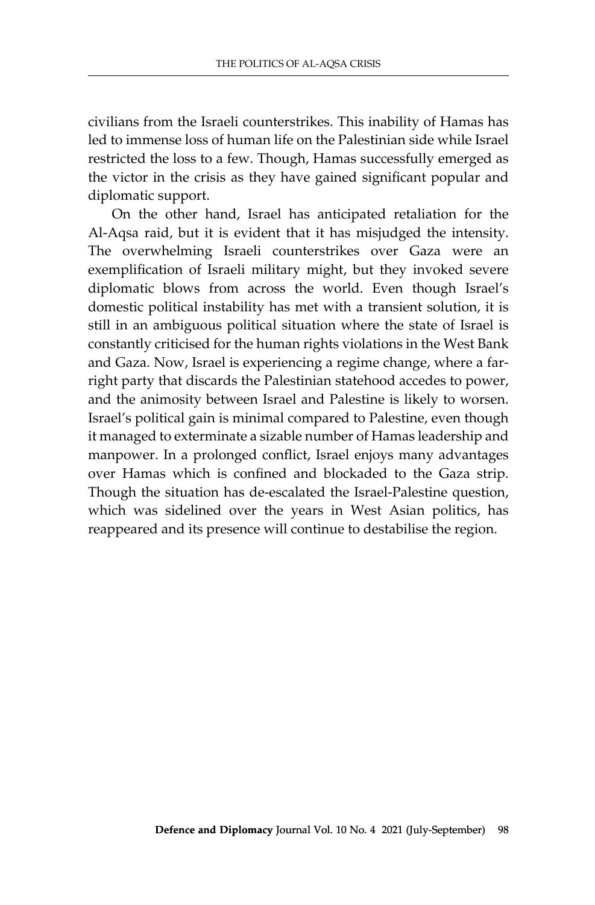civilians from the Israeli counterstrikes. This inability of Hamas has led to immense loss of human life on the Palestinian side while Israel restricted the loss to a few. Though, Hamas successfully emerged as the victor in the crisis as they have gained significant popular and diplomatic support.

On the other hand, Israel has anticipated retaliation for the Al-Aqsa raid, but it is evident that it has misjudged the intensity. The overwhelming Israeli counterstrikes over Gaza were an exemplification of Israeli military might, but they invoked severe diplomatic blows from across the world. Even though Israel's domestic political instability has met with a transient solution, it is still in an ambiguous political situation where the state of Israel is constantly criticised for the human rights violations in the West Bank and Gaza. Now, Israel is experiencing a regime change, where a far-right party that discards the Palestinian statehood accedes to power, and the animosity between Israel and Palestine is likely to worsen. Israel's political gain is minimal compared to Palestine, even though it managed to exterminate a sizable number of Hamas leadership and manpower. In a prolonged conflict, Israel enjoys many advantages over Hamas which is confined and blockaded to the Gaza strip. Though the situation has de-escalated the Israel-Palestine question, which was sidelined over the years in West Asian politics, has reappeared and its presence will continue to destabilise the region.